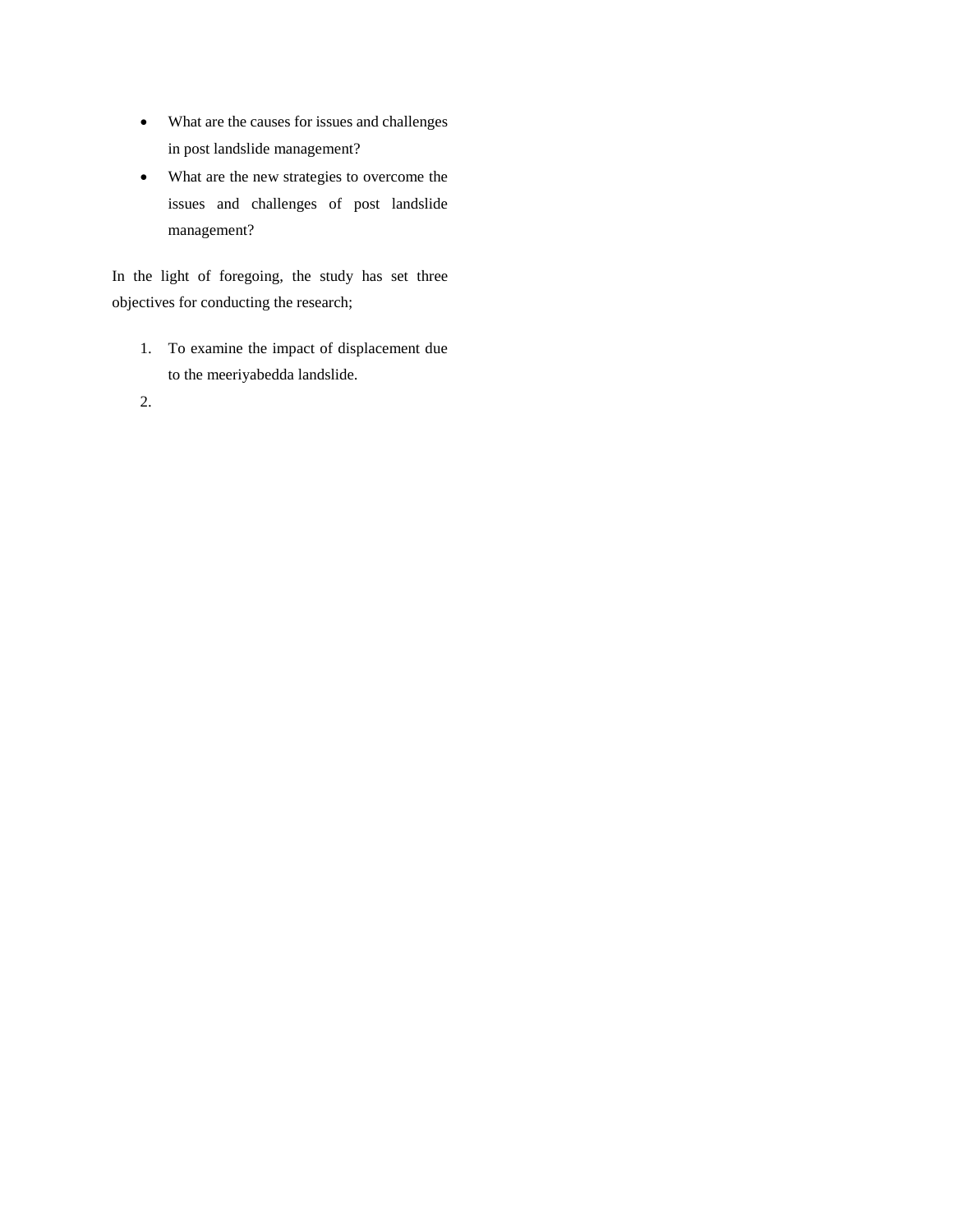- What are the causes for issues and challenges in post landslide management?
- What are the new strategies to overcome the issues and challenges of post landslide management?

In the light of foregoing, the study has set three objectives for conducting the research;

1. To examine the impact of displacement due to the meeriyabedda landslide.
2.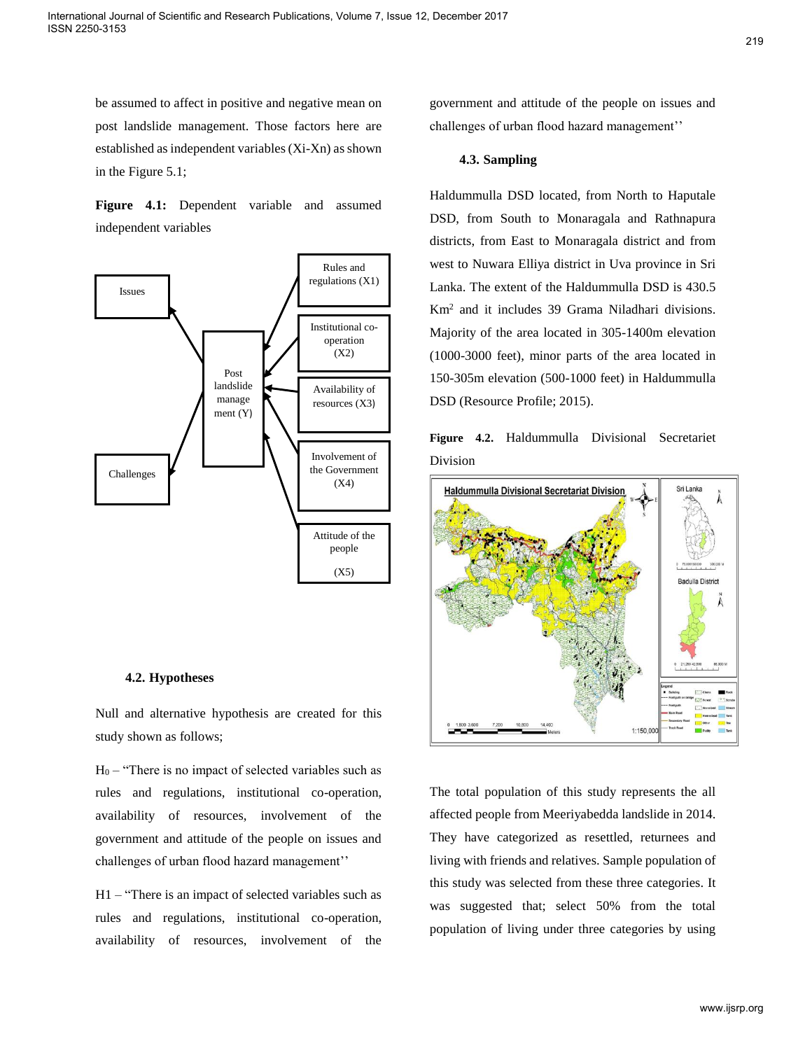be assumed to affect in positive and negative mean on post landslide management. Those factors here are established as independent variables (Xi-Xn) as shown in the Figure 5.1;

**Figure 4.1:** Dependent variable and assumed independent variables

### 4.2. Hypotheses

Null and alternative hypothesis are created for this study shown as follows;

$H_0$ – "There is no impact of selected variables such as rules and regulations, institutional co-operation, availability of resources, involvement of the government and attitude of the people on issues and challenges of urban flood hazard management''

H1 – "There is an impact of selected variables such as rules and regulations, institutional co-operation, availability of resources, involvement of the government and attitude of the people on issues and challenges of urban flood hazard management''

### 4.3. Sampling

Haldummulla DSD located, from North to Haputale DSD, from South to Monaragala and Rathnapura districts, from East to Monaragala district and from west to Nuwara Elliya district in Uva province in Sri Lanka. The extent of the Haldummulla DSD is 430.5 $Km^2$ and it includes 39 Grama Niladhari divisions. Majority of the area located in 305-1400m elevation (1000-3000 feet), minor parts of the area located in 150-305m elevation (500-1000 feet) in Haldummulla DSD (Resource Profile; 2015).

**Figure 4.2.** Haldummulla Divisional Secretariet Division

The total population of this study represents the all affected people from Meeriyabedda landslide in 2014. They have categorized as resettled, returnees and living with friends and relatives. Sample population of this study was selected from these three categories. It was suggested that; select 50% from the total population of living under three categories by using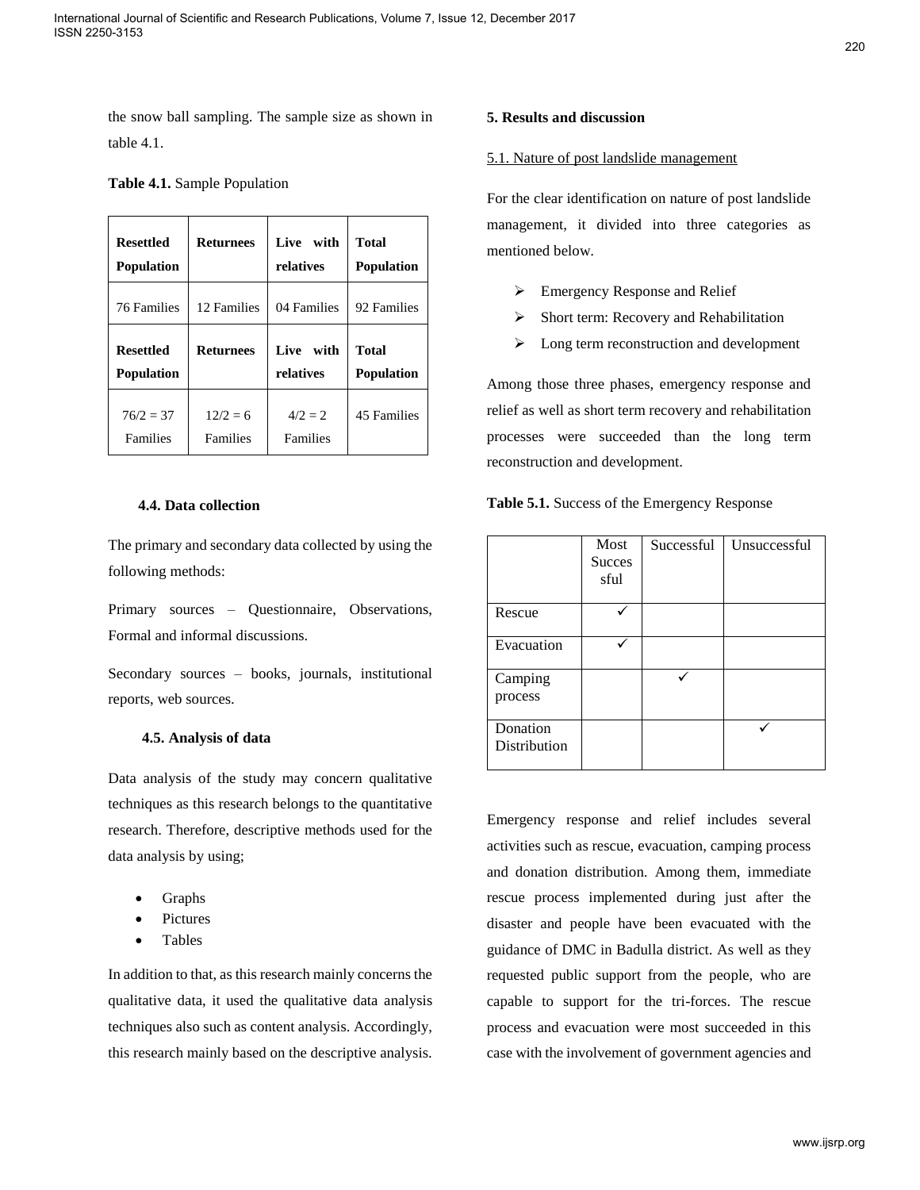the snow ball sampling. The sample size as shown in table 4.1.

**Table 4.1.** Sample Population

| **Resettled Population** | **Returnees** | **Live with relatives** | **Total Population** |
|---|---|---|---|
| 76 Families | 12 Families | 04 Families | 92 Families |
| **Resettled Population** | **Returnees** | **Live with relatives** | **Total Population** |
| 76/2 = 37 Families | 12/2 = 6 Families | 4/2 = 2 Families | 45 Families |

### 4.4. Data collection

The primary and secondary data collected by using the following methods:

Primary sources – Questionnaire, Observations, Formal and informal discussions.

Secondary sources – books, journals, institutional reports, web sources.

### 4.5. Analysis of data

Data analysis of the study may concern qualitative techniques as this research belongs to the quantitative research. Therefore, descriptive methods used for the data analysis by using;

- Graphs
- Pictures
- Tables

In addition to that, as this research mainly concerns the qualitative data, it used the qualitative data analysis techniques also such as content analysis. Accordingly, this research mainly based on the descriptive analysis.

## 5. Results and discussion

5.1. Nature of post landslide management

For the clear identification on nature of post landslide management, it divided into three categories as mentioned below.

- Emergency Response and Relief
- Short term: Recovery and Rehabilitation
- Long term reconstruction and development

Among those three phases, emergency response and relief as well as short term recovery and rehabilitation processes were succeeded than the long term reconstruction and development.

**Table 5.1.** Success of the Emergency Response

| | Most Successful | Successful | Unsuccessful |
|---|---|---|---|
| Rescue | ✓ | | |
| Evacuation | ✓ | | |
| Camping process | | ✓ | |
| Donation Distribution | | | ✓ |

Emergency response and relief includes several activities such as rescue, evacuation, camping process and donation distribution. Among them, immediate rescue process implemented during just after the disaster and people have been evacuated with the guidance of DMC in Badulla district. As well as they requested public support from the people, who are capable to support for the tri-forces. The rescue process and evacuation were most succeeded in this case with the involvement of government agencies and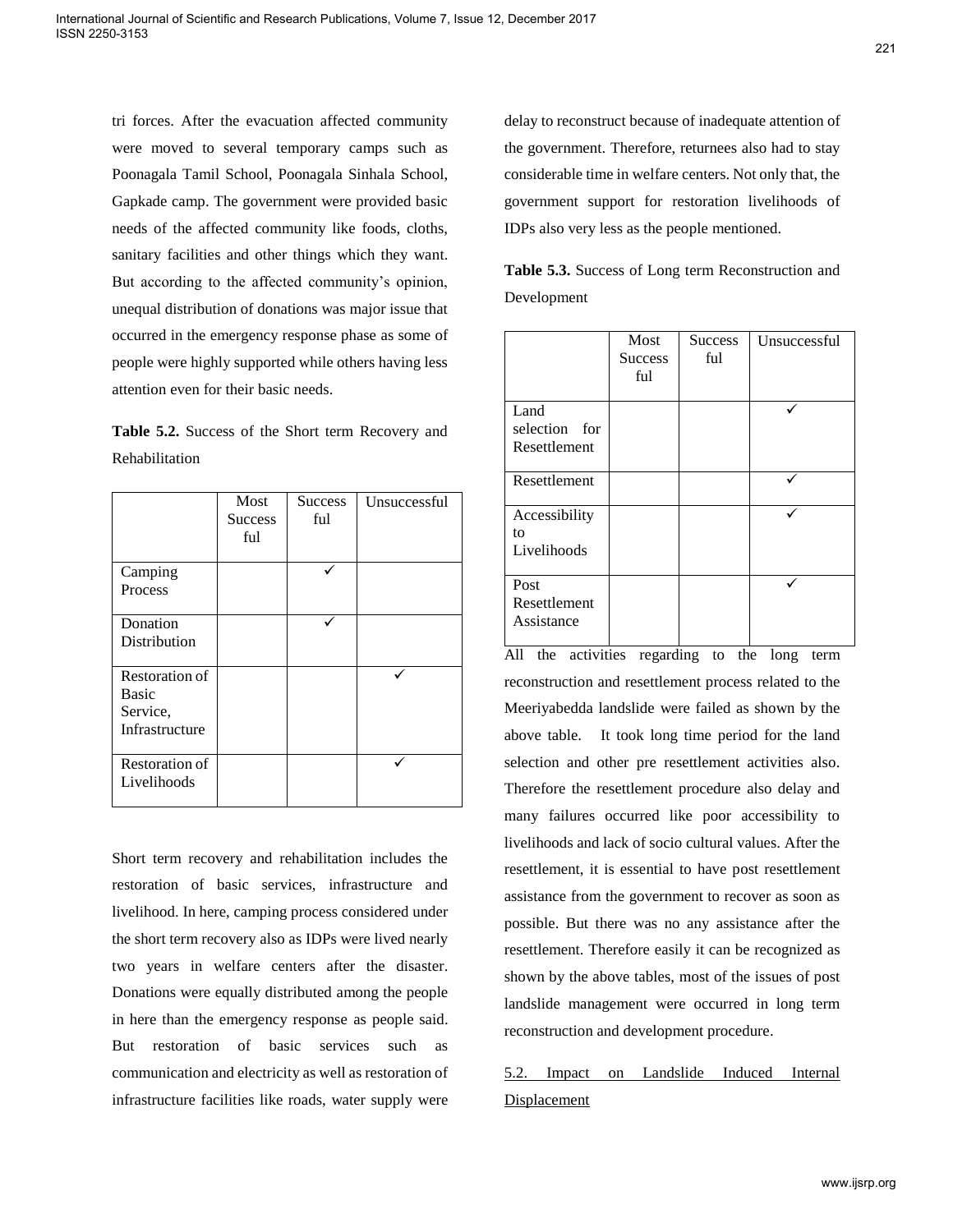tri forces. After the evacuation affected community were moved to several temporary camps such as Poonagala Tamil School, Poonagala Sinhala School, Gapkade camp. The government were provided basic needs of the affected community like foods, cloths, sanitary facilities and other things which they want. But according to the affected community's opinion, unequal distribution of donations was major issue that occurred in the emergency response phase as some of people were highly supported while others having less attention even for their basic needs.

**Table 5.2.** Success of the Short term Recovery and Rehabilitation

| | Most Successful | Successful | Unsuccessful |
|---|---|---|---|
| Camping Process | | ✓ | |
| Donation Distribution | | ✓ | |
| Restoration of Basic Service, Infrastructure | | | ✓ |
| Restoration of Livelihoods | | | ✓ |

Short term recovery and rehabilitation includes the restoration of basic services, infrastructure and livelihood. In here, camping process considered under the short term recovery also as IDPs were lived nearly two years in welfare centers after the disaster. Donations were equally distributed among the people in here than the emergency response as people said. But restoration of basic services such as communication and electricity as well as restoration of infrastructure facilities like roads, water supply were delay to reconstruct because of inadequate attention of the government. Therefore, returnees also had to stay considerable time in welfare centers. Not only that, the government support for restoration livelihoods of IDPs also very less as the people mentioned.

**Table 5.3.** Success of Long term Reconstruction and Development

| | Most Successful | Successful | Unsuccessful |
|---|---|---|---|
| Land selection for Resettlement | | | ✓ |
| Resettlement | | | ✓ |
| Accessibility to Livelihoods | | | ✓ |
| Post Resettlement Assistance | | | ✓ |

All the activities regarding to the long term reconstruction and resettlement process related to the Meeriyabedda landslide were failed as shown by the above table. It took long time period for the land selection and other pre resettlement activities also. Therefore the resettlement procedure also delay and many failures occurred like poor accessibility to livelihoods and lack of socio cultural values. After the resettlement, it is essential to have post resettlement assistance from the government to recover as soon as possible. But there was no any assistance after the resettlement. Therefore easily it can be recognized as shown by the above tables, most of the issues of post landslide management were occurred in long term reconstruction and development procedure.

## 5.2. Impact on Landslide Induced Internal Displacement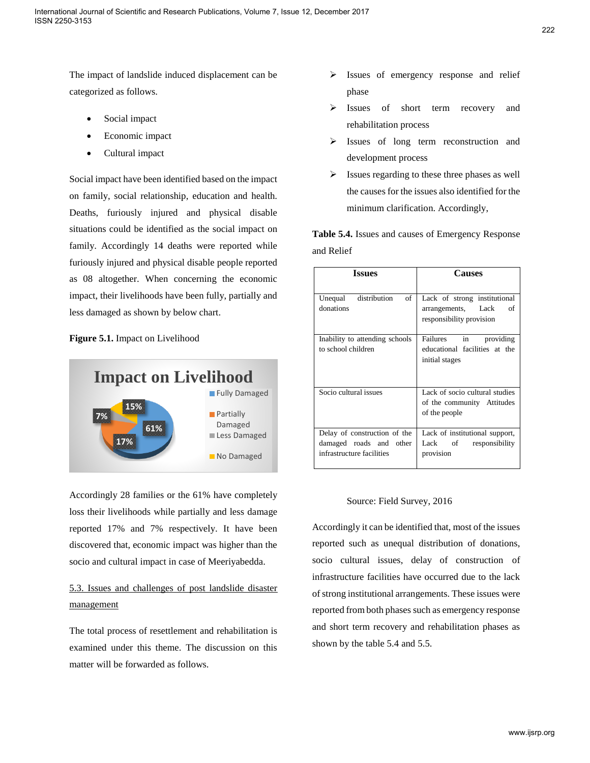The impact of landslide induced displacement can be categorized as follows.

- Social impact
- Economic impact
- Cultural impact

Social impact have been identified based on the impact on family, social relationship, education and health. Deaths, furiously injured and physical disable situations could be identified as the social impact on family. Accordingly 14 deaths were reported while furiously injured and physical disable people reported as 08 altogether. When concerning the economic impact, their livelihoods have been fully, partially and less damaged as shown by below chart.

**Figure 5.1.** Impact on Livelihood

Accordingly 28 families or the 61% have completely loss their livelihoods while partially and less damage reported 17% and 7% respectively. It have been discovered that, economic impact was higher than the socio and cultural impact in case of Meeriyabedda.

5.3. Issues and challenges of post landslide disaster management

The total process of resettlement and rehabilitation is examined under this theme. The discussion on this matter will be forwarded as follows.

- Issues of emergency response and relief phase
- Issues of short term recovery and rehabilitation process
- Issues of long term reconstruction and development process
- Issues regarding to these three phases as well the causes for the issues also identified for the minimum clarification. Accordingly,

**Table 5.4.** Issues and causes of Emergency Response and Relief

| Issues | Causes |
|---|---|
| Unequal distribution of donations | Lack of strong institutional arrangements, Lack of responsibility provision |
| Inability to attending schools to school children | Failures in providing educational facilities at the initial stages |
| Socio cultural issues | Lack of socio cultural studies of the community Attitudes of the people |
| Delay of construction of the damaged roads and other infrastructure facilities | Lack of institutional support, Lack of responsibility provision |

Source: Field Survey, 2016

Accordingly it can be identified that, most of the issues reported such as unequal distribution of donations, socio cultural issues, delay of construction of infrastructure facilities have occurred due to the lack of strong institutional arrangements. These issues were reported from both phases such as emergency response and short term recovery and rehabilitation phases as shown by the table 5.4 and 5.5.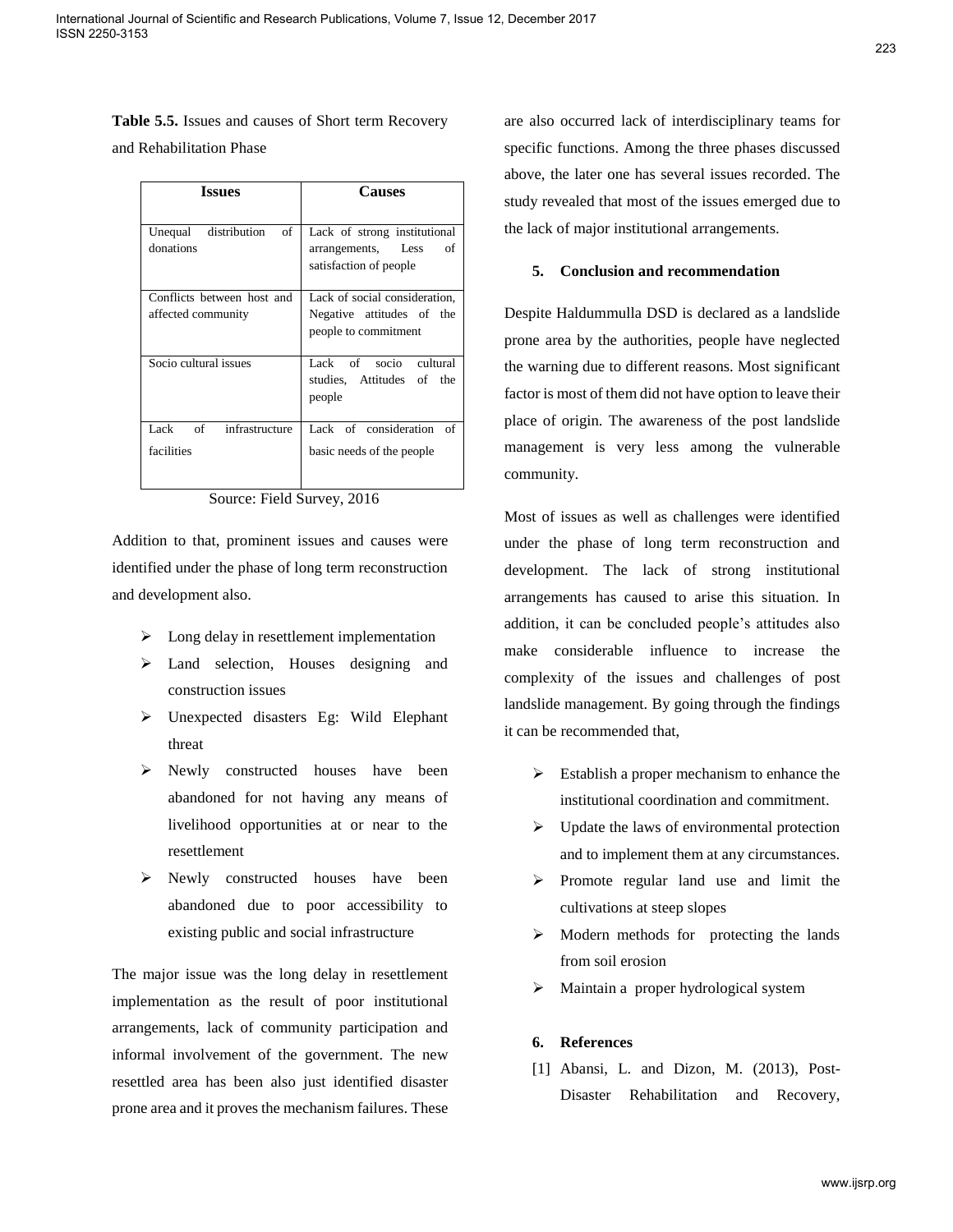**Table 5.5.** Issues and causes of Short term Recovery and Rehabilitation Phase

| Issues | Causes |
|---|---|
| Unequal distribution of donations | Lack of strong institutional arrangements, Less of satisfaction of people |
| Conflicts between host and affected community | Lack of social consideration, Negative attitudes of the people to commitment |
| Socio cultural issues | Lack of socio cultural studies, Attitudes of the people |
| Lack of infrastructure facilities | Lack of consideration of basic needs of the people |

Source: Field Survey, 2016

Addition to that, prominent issues and causes were identified under the phase of long term reconstruction and development also.

- Long delay in resettlement implementation
- Land selection, Houses designing and construction issues
- Unexpected disasters Eg: Wild Elephant threat
- Newly constructed houses have been abandoned for not having any means of livelihood opportunities at or near to the resettlement
- Newly constructed houses have been abandoned due to poor accessibility to existing public and social infrastructure

The major issue was the long delay in resettlement implementation as the result of poor institutional arrangements, lack of community participation and informal involvement of the government. The new resettled area has been also just identified disaster prone area and it proves the mechanism failures. These are also occurred lack of interdisciplinary teams for specific functions. Among the three phases discussed above, the later one has several issues recorded. The study revealed that most of the issues emerged due to the lack of major institutional arrangements.

## 5. Conclusion and recommendation

Despite Haldummulla DSD is declared as a landslide prone area by the authorities, people have neglected the warning due to different reasons. Most significant factor is most of them did not have option to leave their place of origin. The awareness of the post landslide management is very less among the vulnerable community.

Most of issues as well as challenges were identified under the phase of long term reconstruction and development. The lack of strong institutional arrangements has caused to arise this situation. In addition, it can be concluded people's attitudes also make considerable influence to increase the complexity of the issues and challenges of post landslide management. By going through the findings it can be recommended that,

- Establish a proper mechanism to enhance the institutional coordination and commitment.
- Update the laws of environmental protection and to implement them at any circumstances.
- Promote regular land use and limit the cultivations at steep slopes
- Modern methods for protecting the lands from soil erosion
- Maintain a proper hydrological system

## 6. References

[1] Abansi, L. and Dizon, M. (2013), Post-Disaster Rehabilitation and Recovery,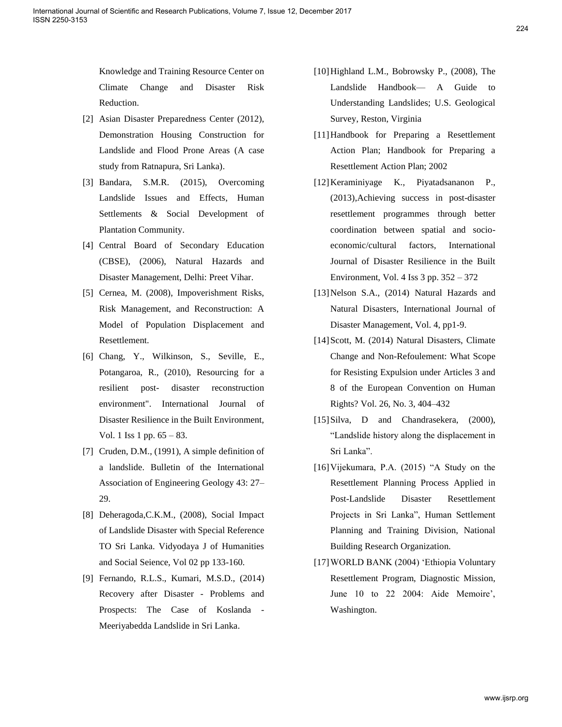Knowledge and Training Resource Center on Climate Change and Disaster Risk Reduction.

[2] Asian Disaster Preparedness Center (2012), Demonstration Housing Construction for Landslide and Flood Prone Areas (A case study from Ratnapura, Sri Lanka).

[3] Bandara, S.M.R. (2015), Overcoming Landslide Issues and Effects, Human Settlements & Social Development of Plantation Community.

[4] Central Board of Secondary Education (CBSE), (2006), Natural Hazards and Disaster Management, Delhi: Preet Vihar.

[5] Cernea, M. (2008), Impoverishment Risks, Risk Management, and Reconstruction: A Model of Population Displacement and Resettlement.

[6] Chang, Y., Wilkinson, S., Seville, E., Potangaroa, R., (2010), Resourcing for a resilient post- disaster reconstruction environment". International Journal of Disaster Resilience in the Built Environment, Vol. 1 Iss 1 pp. 65 – 83.

[7] Cruden, D.M., (1991), A simple definition of a landslide. Bulletin of the International Association of Engineering Geology 43: 27–29.

[8] Deheragoda,C.K.M., (2008), Social Impact of Landslide Disaster with Special Reference TO Sri Lanka. Vidyodaya J of Humanities and Social Seience, Vol 02 pp 133-160.

[9] Fernando, R.L.S., Kumari, M.S.D., (2014) Recovery after Disaster - Problems and Prospects: The Case of Koslanda - Meeriyabedda Landslide in Sri Lanka.

[10] Highland L.M., Bobrowsky P., (2008), The Landslide Handbook— A Guide to Understanding Landslides; U.S. Geological Survey, Reston, Virginia

[11] Handbook for Preparing a Resettlement Action Plan; Handbook for Preparing a Resettlement Action Plan; 2002

[12] Keraminiyage K., Piyatadsananon P., (2013),Achieving success in post-disaster resettlement programmes through better coordination between spatial and socio-economic/cultural factors, International Journal of Disaster Resilience in the Built Environment, Vol. 4 Iss 3 pp. 352 – 372

[13] Nelson S.A., (2014) Natural Hazards and Natural Disasters, International Journal of Disaster Management, Vol. 4, pp1-9.

[14] Scott, M. (2014) Natural Disasters, Climate Change and Non-Refoulement: What Scope for Resisting Expulsion under Articles 3 and 8 of the European Convention on Human Rights? Vol. 26, No. 3, 404–432

[15] Silva, D and Chandrasekera, (2000), "Landslide history along the displacement in Sri Lanka".

[16] Vijekumara, P.A. (2015) "A Study on the Resettlement Planning Process Applied in Post-Landslide Disaster Resettlement Projects in Sri Lanka", Human Settlement Planning and Training Division, National Building Research Organization.

[17] WORLD BANK (2004) 'Ethiopia Voluntary Resettlement Program, Diagnostic Mission, June 10 to 22 2004: Aide Memoire', Washington.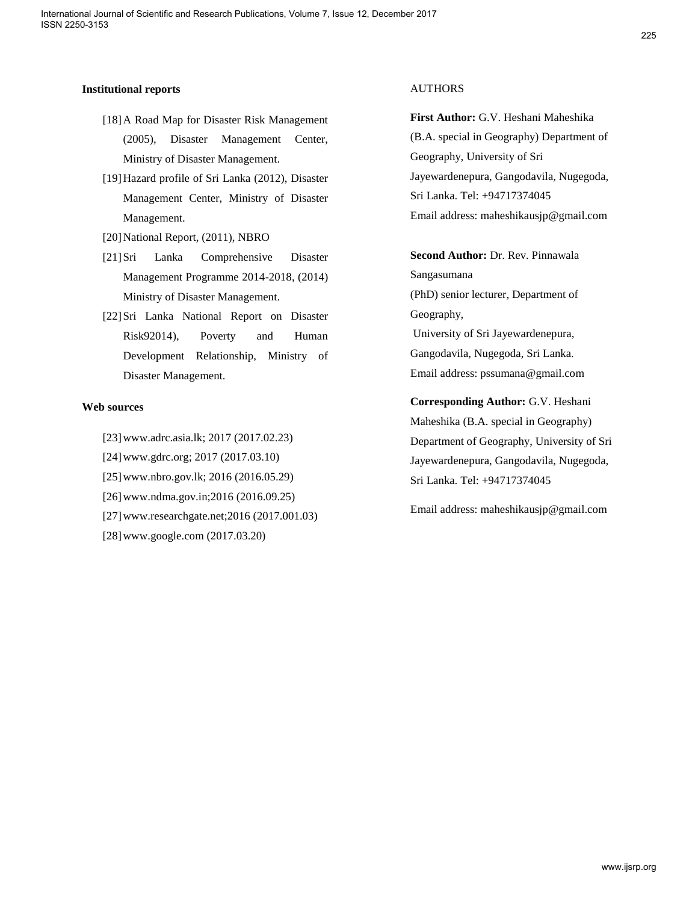**Institutional reports**

[18] A Road Map for Disaster Risk Management (2005), Disaster Management Center, Ministry of Disaster Management.

[19] Hazard profile of Sri Lanka (2012), Disaster Management Center, Ministry of Disaster Management.

[20] National Report, (2011), NBRO

[21] Sri Lanka Comprehensive Disaster Management Programme 2014-2018, (2014) Ministry of Disaster Management.

[22] Sri Lanka National Report on Disaster Risk92014), Poverty and Human Development Relationship, Ministry of Disaster Management.

**Web sources**

[23] www.adrc.asia.lk; 2017 (2017.02.23)

[24] www.gdrc.org; 2017 (2017.03.10)

[25] www.nbro.gov.lk; 2016 (2016.05.29)

[26] www.ndma.gov.in;2016 (2016.09.25)

[27] www.researchgate.net;2016 (2017.001.03)

[28] www.google.com (2017.03.20)

AUTHORS

**First Author:** G.V. Heshani Maheshika (B.A. special in Geography) Department of Geography, University of Sri Jayewardenepura, Gangodavila, Nugegoda, Sri Lanka. Tel: +94717374045
Email address: maheshikausjp@gmail.com

**Second Author:** Dr. Rev. Pinnawala Sangasumana
(PhD) senior lecturer, Department of Geography,
University of Sri Jayewardenepura, Gangodavila, Nugegoda, Sri Lanka.
Email address: pssumana@gmail.com

**Corresponding Author:** G.V. Heshani Maheshika (B.A. special in Geography) Department of Geography, University of Sri Jayewardenepura, Gangodavila, Nugegoda, Sri Lanka. Tel: +94717374045

Email address: maheshikausjp@gmail.com